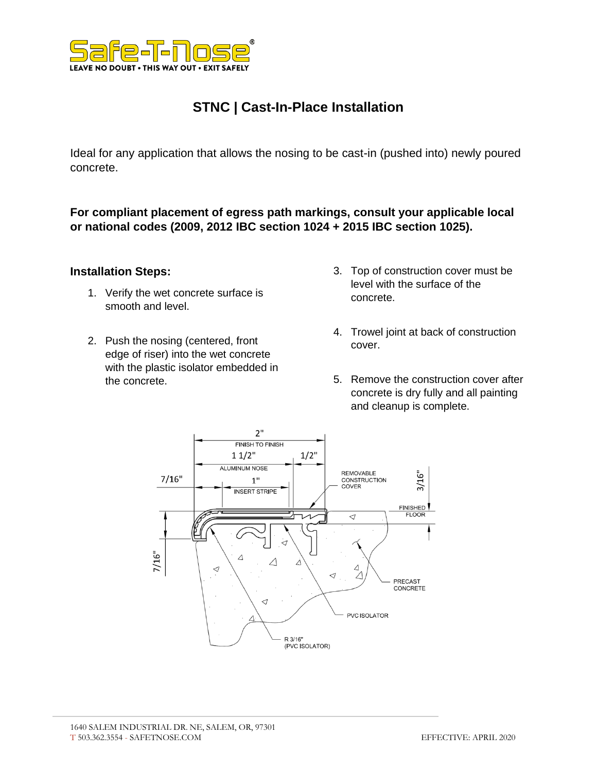# STNC | Cast-In-Place Installation

Ideal for any application that allows the nosing to be cast-in (pushed into) newly poured concrete.

**For compliant placement of egress path markings, consult your applicable local or national codes (2009, 2012 IBC section 1024 + 2015 IBC section 1025).**

### Installation Steps:

1. Verify the wet concrete surface is smooth and level.
2. Push the nosing (centered, front edge of riser) into the wet concrete with the plastic isolator embedded in the concrete.
3. Top of construction cover must be level with the surface of the concrete.
4. Trowel joint at back of construction cover.
5. Remove the construction cover after concrete is dry fully and all painting and cleanup is complete.

2" FINISH TO FINISH
1 1/2" ALUMINUM NOSE
1/2"
7/16"
1" INSERT STRIPE
REMOVABLE CONSTRUCTION COVER
3/16"
FINISHED FLOOR
7/16"
PRECAST CONCRETE
PVC ISOLATOR
R 3/16" (PVC ISOLATOR)

1640 SALEM INDUSTRIAL DR. NE, SALEM, OR, 97301
T 503.362.3554 - SAFETNOSE.COM

EFFECTIVE: APRIL 2020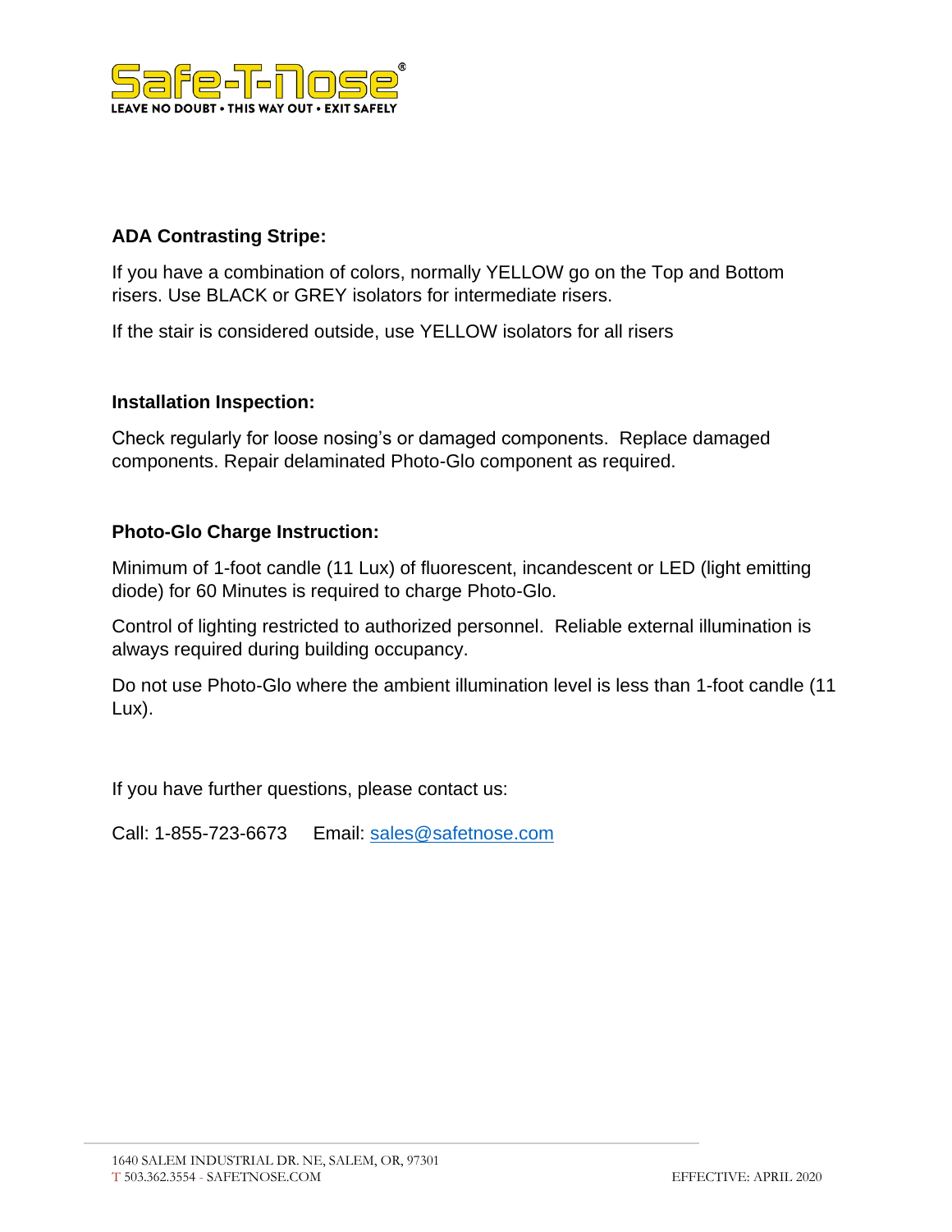### ADA Contrasting Stripe:

If you have a combination of colors, normally YELLOW go on the Top and Bottom risers. Use BLACK or GREY isolators for intermediate risers.

If the stair is considered outside, use YELLOW isolators for all risers

### Installation Inspection:

Check regularly for loose nosing's or damaged components. Replace damaged components. Repair delaminated Photo-Glo component as required.

### Photo-Glo Charge Instruction:

Minimum of 1-foot candle (11 Lux) of fluorescent, incandescent or LED (light emitting diode) for 60 Minutes is required to charge Photo-Glo.

Control of lighting restricted to authorized personnel. Reliable external illumination is always required during building occupancy.

Do not use Photo-Glo where the ambient illumination level is less than 1-foot candle (11 Lux).

If you have further questions, please contact us:

Call: 1-855-723-6673 Email: sales@safetnose.com